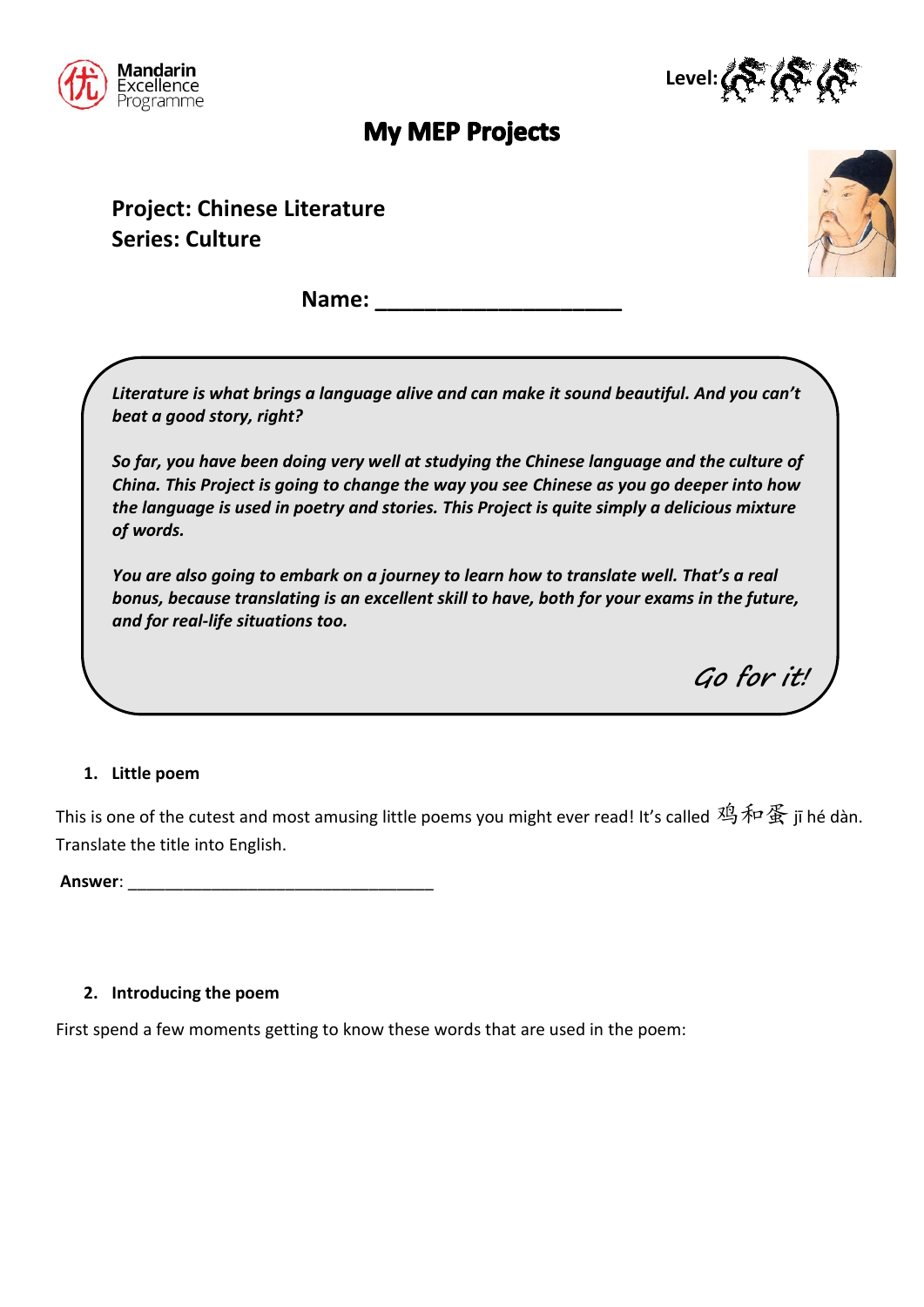Mandarin Excellence Programme

Level:

# My MEP Projects

**Project: Chinese Literature**
**Series: Culture**

**Name: ____________________**

*Literature is what brings a language alive and can make it sound beautiful. And you can't beat a good story, right?*

*So far, you have been doing very well at studying the Chinese language and the culture of China. This Project is going to change the way you see Chinese as you go deeper into how the language is used in poetry and stories. This Project is quite simply a delicious mixture of words.*

*You are also going to embark on a journey to learn how to translate well. That's a real bonus, because translating is an excellent skill to have, both for your exams in the future, and for real-life situations too.*

*Go for it!*

1. **Little poem**

This is one of the cutest and most amusing little poems you might ever read! It's called 鸡和蛋 jī hé dàn. Translate the title into English.

**Answer**: __________________________________

2. **Introducing the poem**

First spend a few moments getting to know these words that are used in the poem: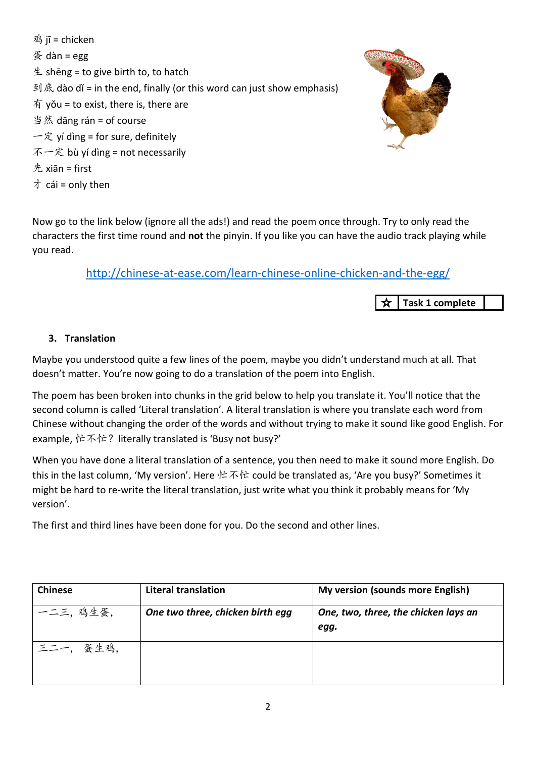鸡 jī = chicken
蛋 dàn = egg
生 shēng = to give birth to, to hatch
到底 dào dǐ = in the end, finally (or this word can just show emphasis)
有 yǒu = to exist, there is, there are
当然 dāng rán = of course
一定 yí dìng = for sure, definitely
不一定 bù yí dìng = not necessarily
先 xiān = first
才 cái = only then

Now go to the link below (ignore all the ads!) and read the poem once through. Try to only read the characters the first time round and **not** the pinyin. If you like you can have the audio track playing while you read.

http://chinese-at-ease.com/learn-chinese-online-chicken-and-the-egg/

| ☆ | Task 1 complete | |
|---|---|---|

### 3. Translation

Maybe you understood quite a few lines of the poem, maybe you didn't understand much at all. That doesn't matter. You're now going to do a translation of the poem into English.

The poem has been broken into chunks in the grid below to help you translate it. You'll notice that the second column is called 'Literal translation'. A literal translation is where you translate each word from Chinese without changing the order of the words and without trying to make it sound like good English. For example, 忙不忙？ literally translated is 'Busy not busy?'

When you have done a literal translation of a sentence, you then need to make it sound more English. Do this in the last column, 'My version'. Here 忙不忙 could be translated as, 'Are you busy?' Sometimes it might be hard to re-write the literal translation, just write what you think it probably means for 'My version'.

The first and third lines have been done for you. Do the second and other lines.

| Chinese | Literal translation | My version (sounds more English) |
|---|---|---|
| 一二三，鸡生蛋， | *One two three, chicken birth egg* | *One, two, three, the chicken lays an egg.* |
| 三二一， 蛋生鸡， | | |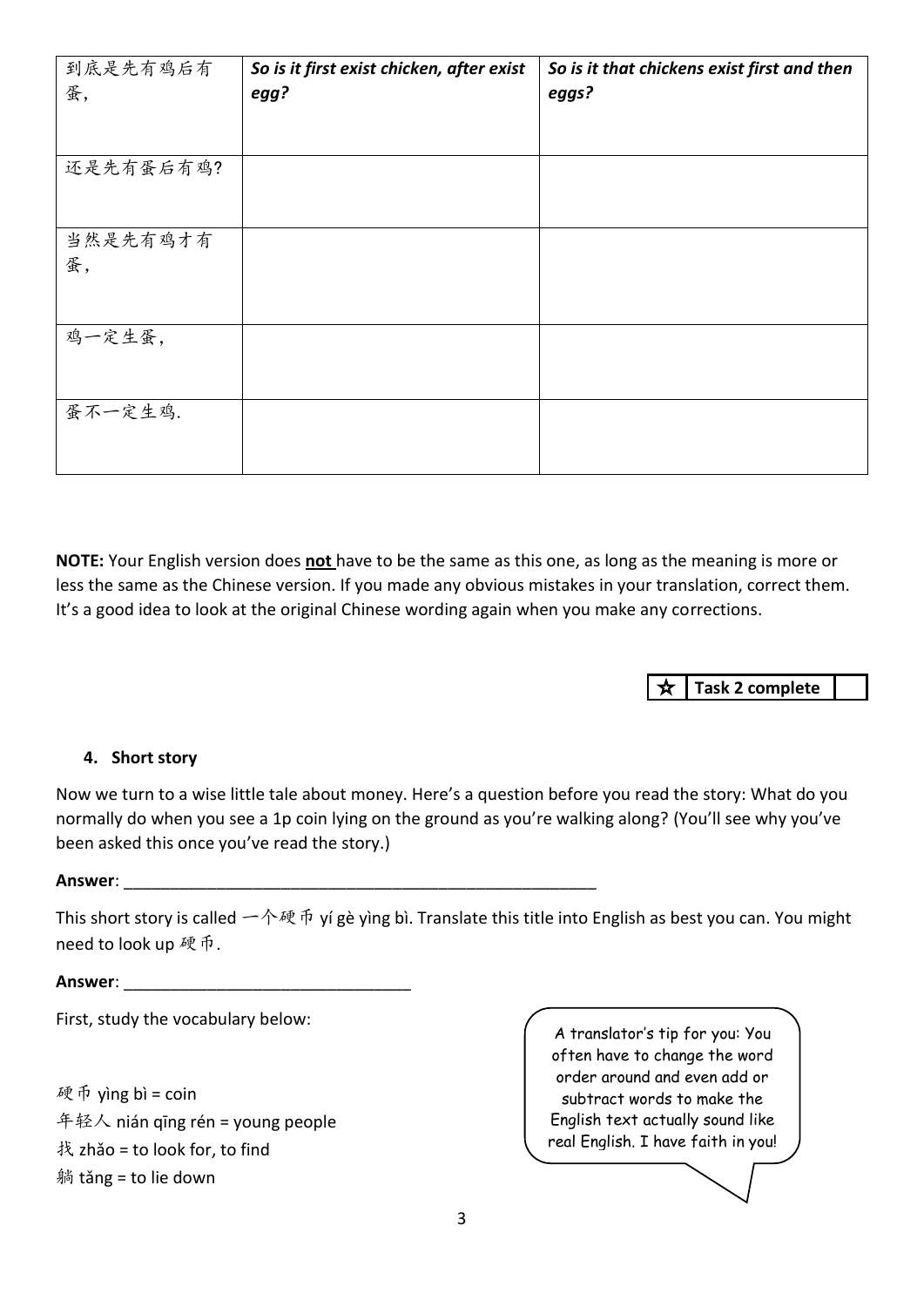| 到底是先有鸡后有蛋, | ***So is it first exist chicken, after exist egg?*** | ***So is it that chickens exist first and then eggs?*** |
|---|---|---|
| 还是先有蛋后有鸡? | | |
| 当然是先有鸡才有蛋, | | |
| 鸡一定生蛋, | | |
| 蛋不一定生鸡. | | |

**NOTE:** Your English version does **not** have to be the same as this one, as long as the meaning is more or less the same as the Chinese version. If you made any obvious mistakes in your translation, correct them. It's a good idea to look at the original Chinese wording again when you make any corrections.

| ☆ | **Task 2 complete** | |
|---|---|---|

### 4. Short story

Now we turn to a wise little tale about money. Here's a question before you read the story: What do you normally do when you see a 1p coin lying on the ground as you're walking along? (You'll see why you've been asked this once you've read the story.)

**Answer**: ______________________________________________________

This short story is called 一个硬币 yí gè yìng bì. Translate this title into English as best you can. You might need to look up 硬币.

**Answer**: ________________________________

First, study the vocabulary below:

> A translator's tip for you: You often have to change the word order around and even add or subtract words to make the English text actually sound like real English. I have faith in you!

硬币 yìng bì = coin
年轻人 nián qīng rén = young people
找 zhǎo = to look for, to find
躺 tǎng = to lie down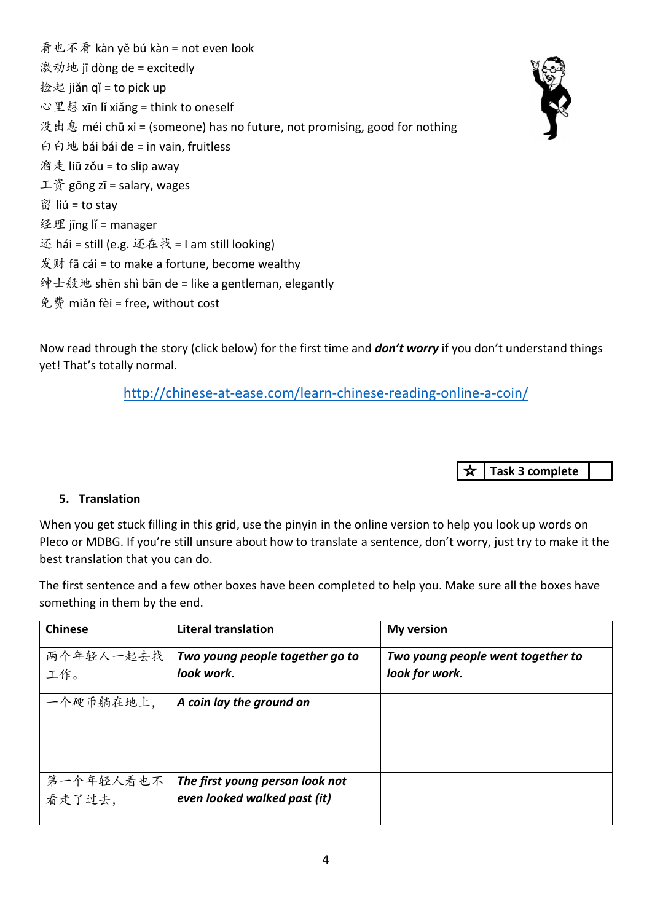看也不看 kàn yě bú kàn = not even look
激动地 jī dòng de = excitedly
捡起 jiǎn qǐ = to pick up
心里想 xīn lǐ xiǎng = think to oneself
没出息 méi chū xi = (someone) has no future, not promising, good for nothing
白白地 bái bái de = in vain, fruitless
溜走 liū zǒu = to slip away
工资 gōng zī = salary, wages
留 liú = to stay
经理 jīng lǐ = manager
还 hái = still (e.g. 还在找 = I am still looking)
发财 fā cái = to make a fortune, become wealthy
绅士般地 shēn shì bān de = like a gentleman, elegantly
免费 miǎn fèi = free, without cost

Now read through the story (click below) for the first time and ***don't worry*** if you don't understand things yet! That's totally normal.

http://chinese-at-ease.com/learn-chinese-reading-online-a-coin/

| ☆ | **Task 3 complete** | |
|---|---|---|

## 5. Translation

When you get stuck filling in this grid, use the pinyin in the online version to help you look up words on Pleco or MDBG. If you're still unsure about how to translate a sentence, don't worry, just try to make it the best translation that you can do.

The first sentence and a few other boxes have been completed to help you. Make sure all the boxes have something in them by the end.

| Chinese | Literal translation | My version |
|---|---|---|
| 两个年轻人一起去找工作。 | ***Two young people together go to look work.*** | ***Two young people went together to look for work.*** |
| 一个硬币躺在地上， | ***A coin lay the ground on*** | |
| 第一个年轻人看也不看走了过去， | ***The first young person look not even looked walked past (it)*** | |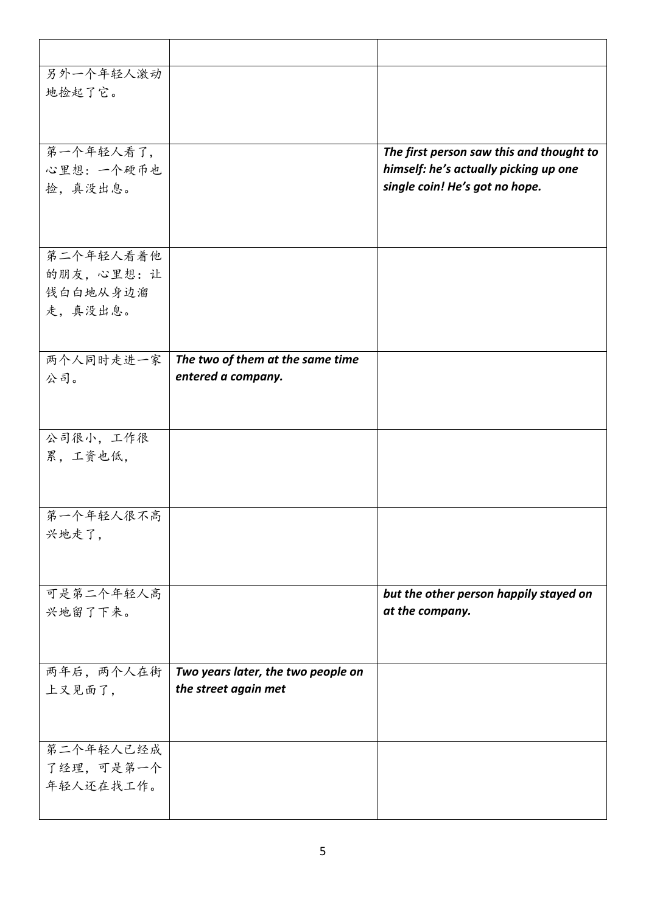| | | |
|---|---|---|
| 另外一个年轻人激动地捡起了它。 | | |
| 第一个年轻人看了，心里想：一个硬币也捡，真没出息。 | | ***The first person saw this and thought to himself: he's actually picking up one single coin! He's got no hope.*** |
| 第二个年轻人看着他的朋友，心里想：让钱白白地从身边溜走，真没出息。 | | |
| 两个人同时走进一家公司。 | ***The two of them at the same time entered a company.*** | |
| 公司很小，工作很累，工资也低， | | |
| 第一个年轻人很不高兴地走了， | | |
| 可是第二个年轻人高兴地留了下来。 | | ***but the other person happily stayed on at the company.*** |
| 两年后，两个人在街上又见面了， | ***Two years later, the two people on the street again met*** | |
| 第二个年轻人已经成了经理，可是第一个年轻人还在找工作。 | | |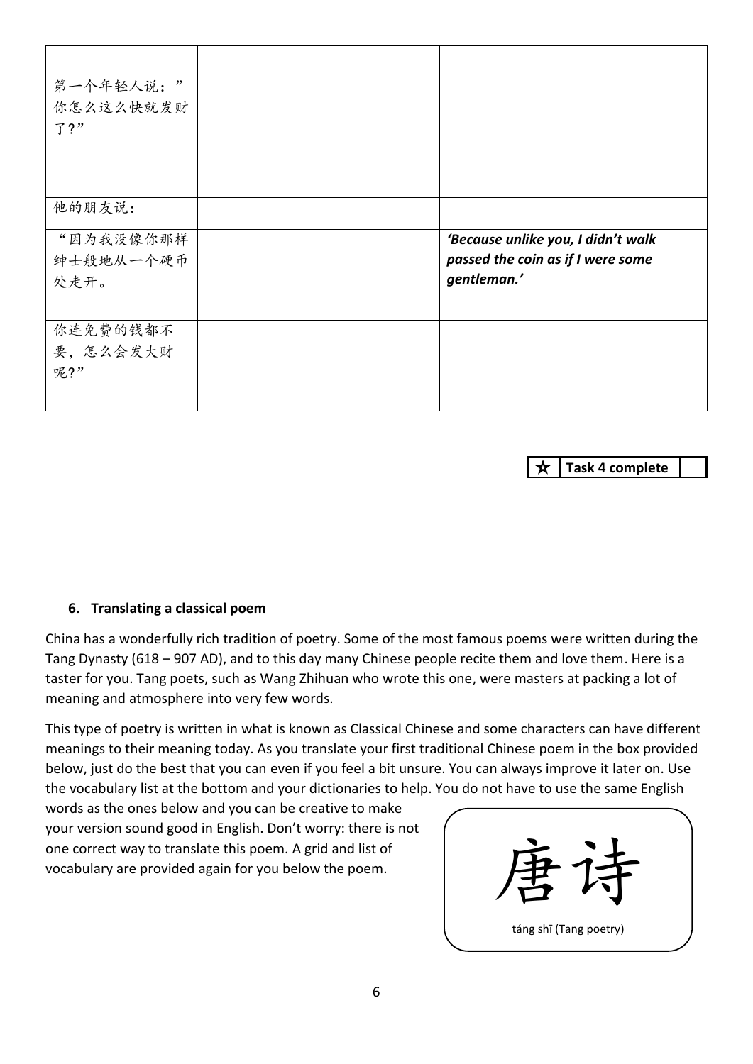| | | |
|---|---|---|
| 第一个年轻人说：”你怎么这么快就发财了?” | | |
| 他的朋友说: | | |
| “因为我没像你那样绅士般地从一个硬币处走开。 | | *'Because unlike you, I didn't walk passed the coin as if I were some gentleman.'* |
| 你连免费的钱都不要，怎么会发大财呢?” | | |

| ☆ | Task 4 complete | |
|---|---|---|

### 6. Translating a classical poem

China has a wonderfully rich tradition of poetry. Some of the most famous poems were written during the Tang Dynasty (618 – 907 AD), and to this day many Chinese people recite them and love them. Here is a taster for you. Tang poets, such as Wang Zhihuan who wrote this one, were masters at packing a lot of meaning and atmosphere into very few words.

This type of poetry is written in what is known as Classical Chinese and some characters can have different meanings to their meaning today. As you translate your first traditional Chinese poem in the box provided below, just do the best that you can even if you feel a bit unsure. You can always improve it later on. Use the vocabulary list at the bottom and your dictionaries to help. You do not have to use the same English words as the ones below and you can be creative to make your version sound good in English. Don't worry: there is not one correct way to translate this poem. A grid and list of vocabulary are provided again for you below the poem.

唐诗

táng shī (Tang poetry)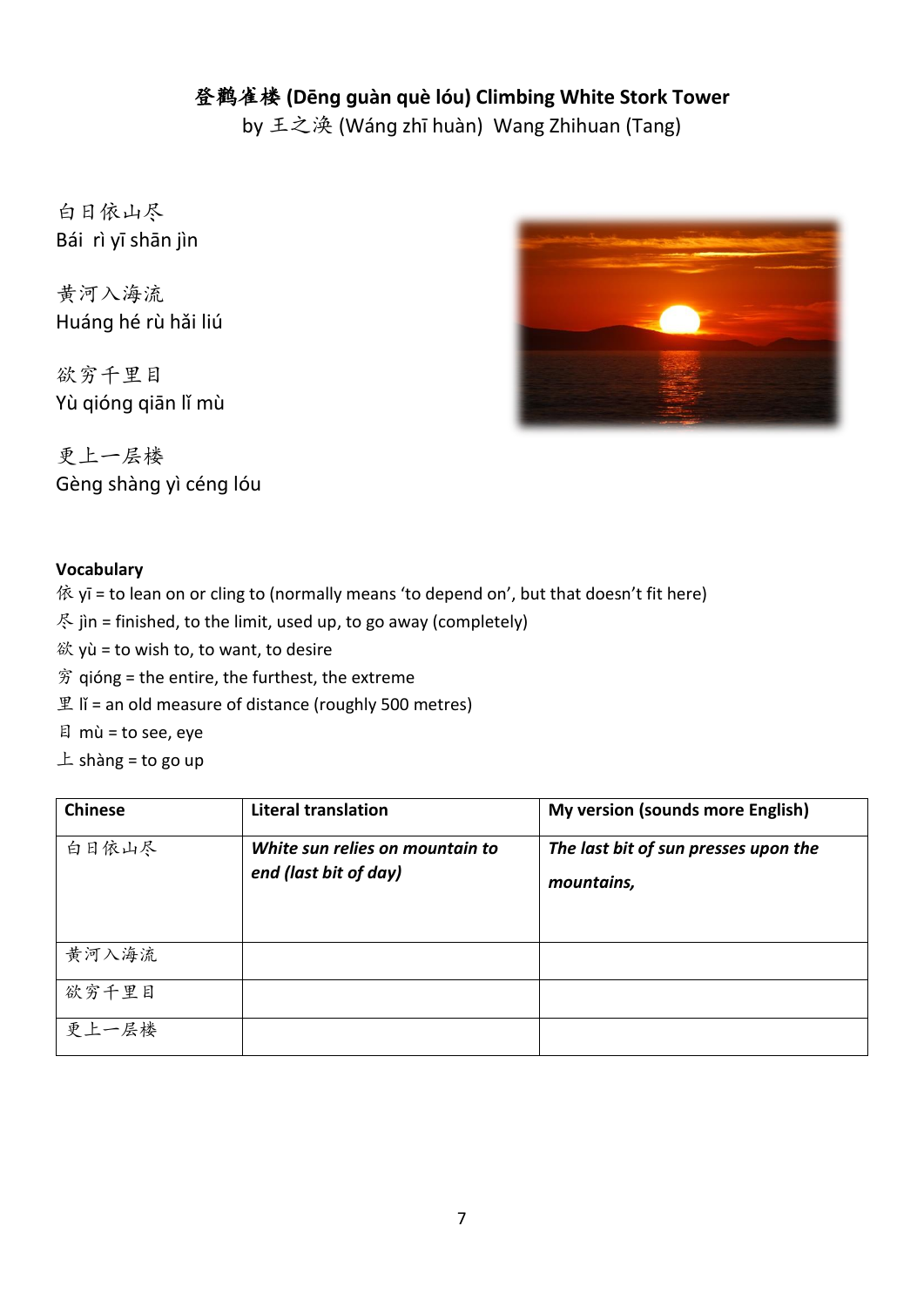## 登鹳雀楼 (Dēng guàn què lóu) Climbing White Stork Tower

by 王之涣 (Wáng zhī huàn)  Wang Zhihuan (Tang)

白日依山尽
Bái  rì yī shān jìn

黄河入海流
Huáng hé rù hǎi liú

欲穷千里目
Yù qióng qiān lǐ mù

更上一层楼
Gèng shàng yì céng lóu

**Vocabulary**

依 yī = to lean on or cling to (normally means 'to depend on', but that doesn't fit here)
尽 jìn = finished, to the limit, used up, to go away (completely)
欲 yù = to wish to, to want, to desire
穷 qióng = the entire, the furthest, the extreme
里 lǐ = an old measure of distance (roughly 500 metres)
目 mù = to see, eye
上 shàng = to go up

| Chinese | Literal translation | My version (sounds more English) |
|---|---|---|
| 白日依山尽 | ***White sun relies on mountain to end (last bit of day)*** | ***The last bit of sun presses upon the mountains,*** |
| 黄河入海流 | | |
| 欲穷千里目 | | |
| 更上一层楼 | | |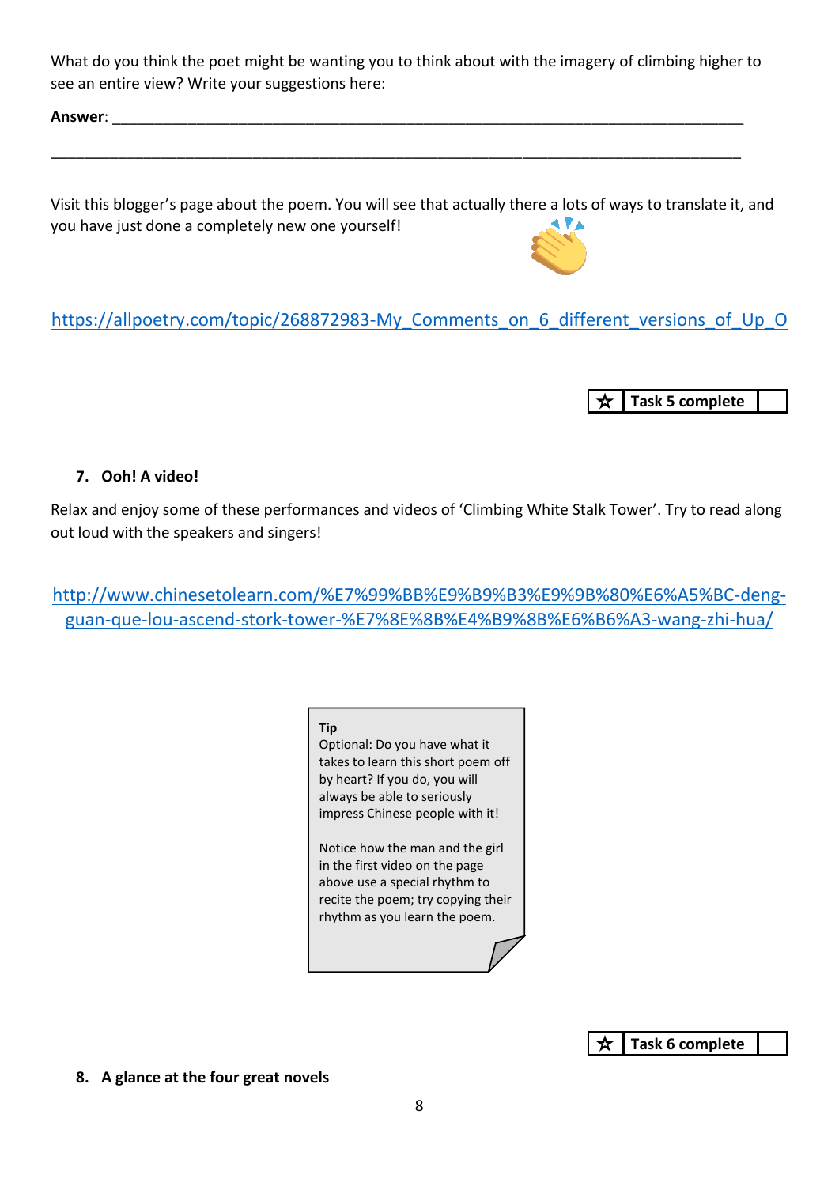What do you think the poet might be wanting you to think about with the imagery of climbing higher to see an entire view? Write your suggestions here:

**Answer**: ___________________________________________________________________________

_____________________________________________________________________________________

Visit this blogger's page about the poem. You will see that actually there a lots of ways to translate it, and you have just done a completely new one yourself!

https://allpoetry.com/topic/268872983-My_Comments_on_6_different_versions_of_Up_O

| ☆ | **Task 5 complete** | |
|---|---|---|

## 7. Ooh! A video!

Relax and enjoy some of these performances and videos of 'Climbing White Stalk Tower'. Try to read along out loud with the speakers and singers!

http://www.chinesetolearn.com/%E7%99%BB%E9%B9%B3%E9%9B%80%E6%A5%BC-deng-guan-que-lou-ascend-stork-tower-%E7%8E%8B%E4%B9%8B%E6%B6%A3-wang-zhi-hua/

> **Tip**
> Optional: Do you have what it takes to learn this short poem off by heart? If you do, you will always be able to seriously impress Chinese people with it!
>
> Notice how the man and the girl in the first video on the page above use a special rhythm to recite the poem; try copying their rhythm as you learn the poem.

| ☆ | **Task 6 complete** | |
|---|---|---|

## 8. A glance at the four great novels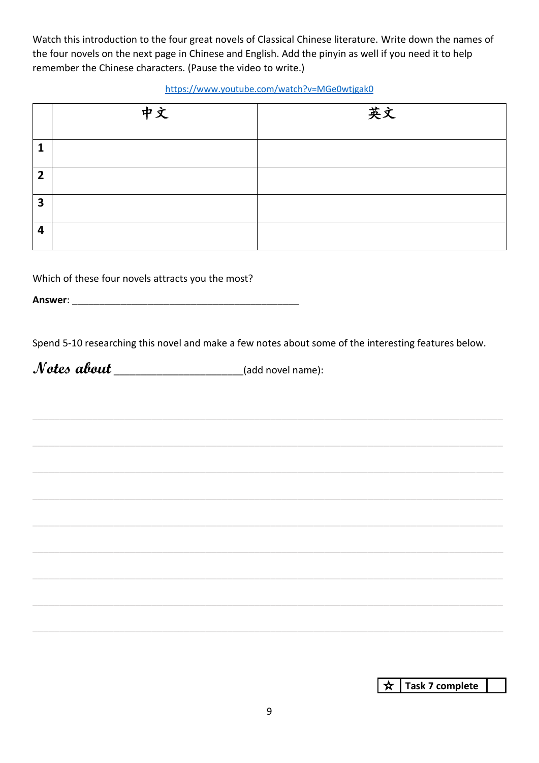Watch this introduction to the four great novels of Classical Chinese literature. Write down the names of the four novels on the next page in Chinese and English. Add the pinyin as well if you need it to help remember the Chinese characters. (Pause the video to write.)

https://www.youtube.com/watch?v=MGe0wtjgak0

| | 中文 | 英文 |
|---|---|---|
| **1** | | |
| **2** | | |
| **3** | | |
| **4** | | |

Which of these four novels attracts you the most?

**Answer**: ___________________________________________

Spend 5-10 researching this novel and make a few notes about some of the interesting features below.

***Notes about*** _____________________(add novel name):

| ☆ | **Task 7 complete** | |
|---|---|---|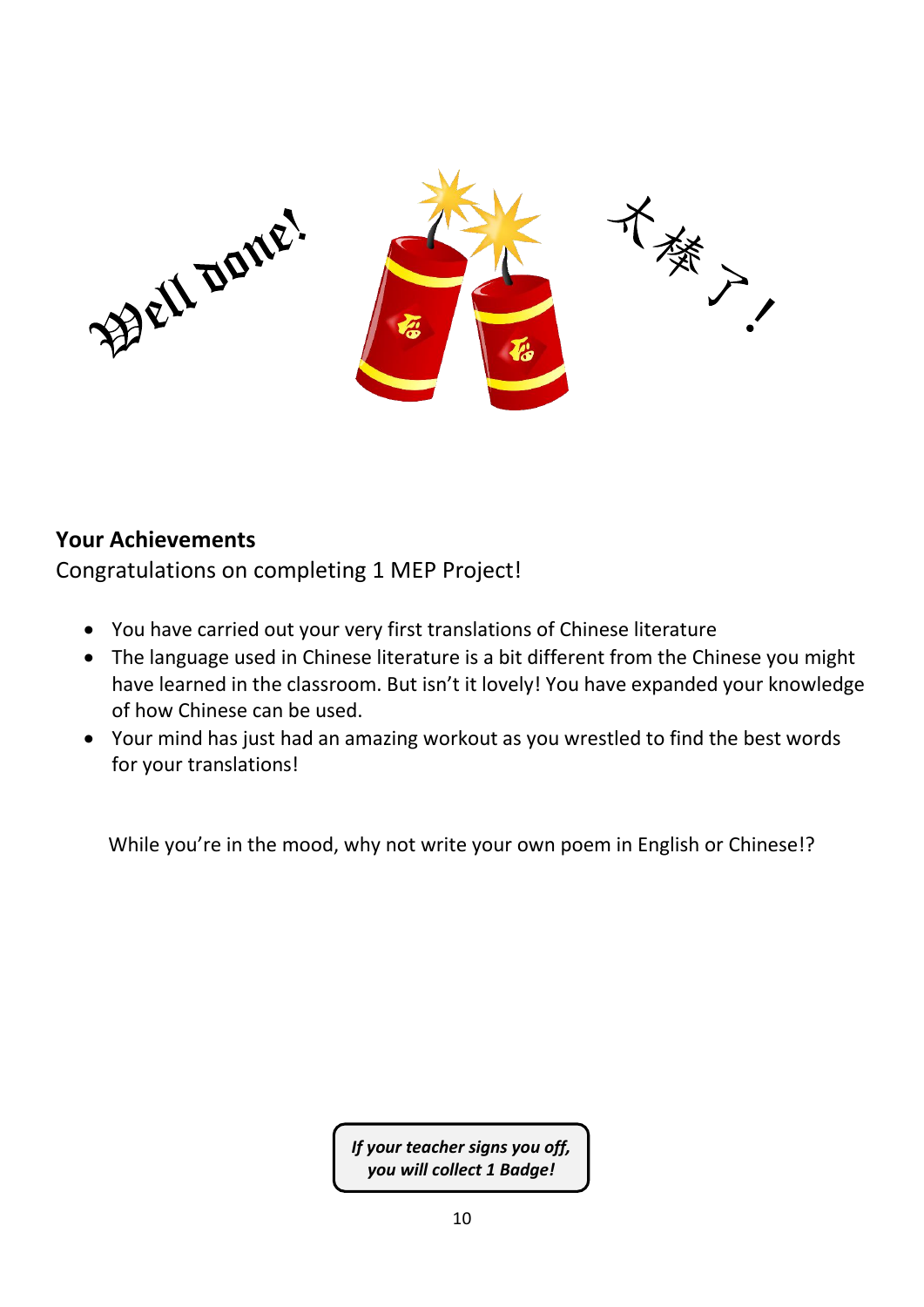Well done!

太棒了!

**Your Achievements**

Congratulations on completing 1 MEP Project!

- You have carried out your very first translations of Chinese literature
- The language used in Chinese literature is a bit different from the Chinese you might have learned in the classroom. But isn't it lovely! You have expanded your knowledge of how Chinese can be used.
- Your mind has just had an amazing workout as you wrestled to find the best words for your translations!

While you're in the mood, why not write your own poem in English or Chinese!?

***If your teacher signs you off, you will collect 1 Badge!***